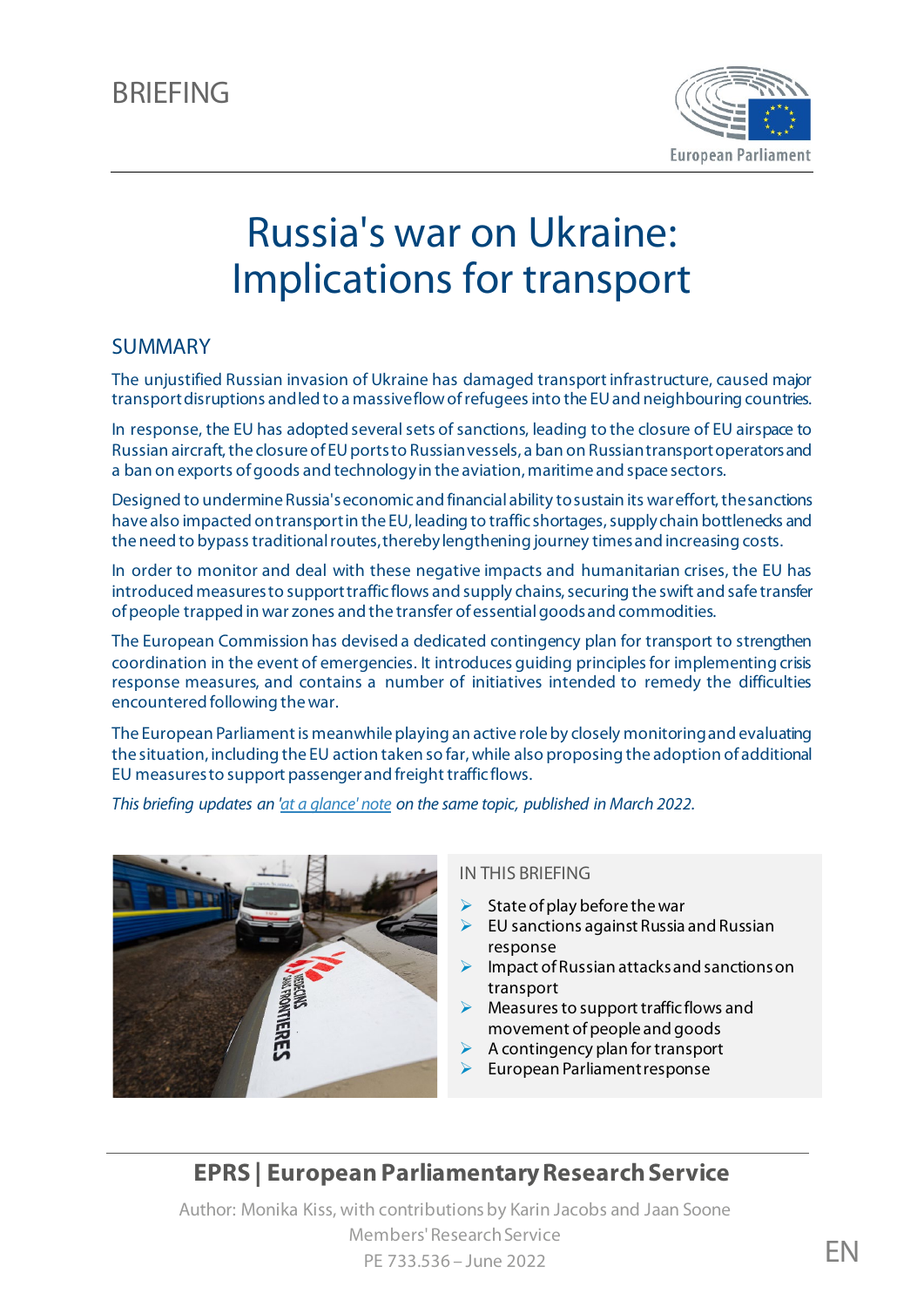BRIEFING

# Russia's war on Ukraine: Implications for transport

## SUMMARY

The unjustified Russian invasion of Ukraine has damaged transport infrastructure, caused major transport disruptions and led to a massive flow of refugees into the EU and neighbouring countries.

In response, the EU has adopted several sets of sanctions, leading to the closure of EU airspace to Russian aircraft, the closure of EU ports to Russian vessels, a ban on Russian transport operators and a ban on exports of goods and technology in the aviation, maritime and space sectors.

Designed to undermine Russia's economic and financial ability to sustain its war effort, the sanctions have also impacted on transport in the EU, leading to traffic shortages, supply chain bottlenecks and the need to bypass traditional routes, thereby lengthening journey times and increasing costs.

In order to monitor and deal with these negative impacts and humanitarian crises, the EU has introduced measures to support traffic flows and supply chains, securing the swift and safe transfer of people trapped in war zones and the transfer of essential goods and commodities.

The European Commission has devised a dedicated contingency plan for transport to strengthen coordination in the event of emergencies. It introduces guiding principles for implementing crisis response measures, and contains a number of initiatives intended to remedy the difficulties encountered following the war.

The European Parliament is meanwhile playing an active role by closely monitoring and evaluating the situation, including the EU action taken so far, while also proposing the adoption of additional EU measures to support passenger and freight traffic flows.

*This briefing updates an 'at a glance' note on the same topic, published in March 2022.*

### IN THIS BRIEFING

- State of play before the war
- EU sanctions against Russia and Russian response
- Impact of Russian attacks and sanctions on transport
- Measures to support traffic flows and movement of people and goods
- A contingency plan for transport
- European Parliament response

**EPRS | European Parliamentary Research Service**

Author: Monika Kiss, with contributions by Karin Jacobs and Jaan Soone
Members' Research Service
PE 733.536 – June 2022

EN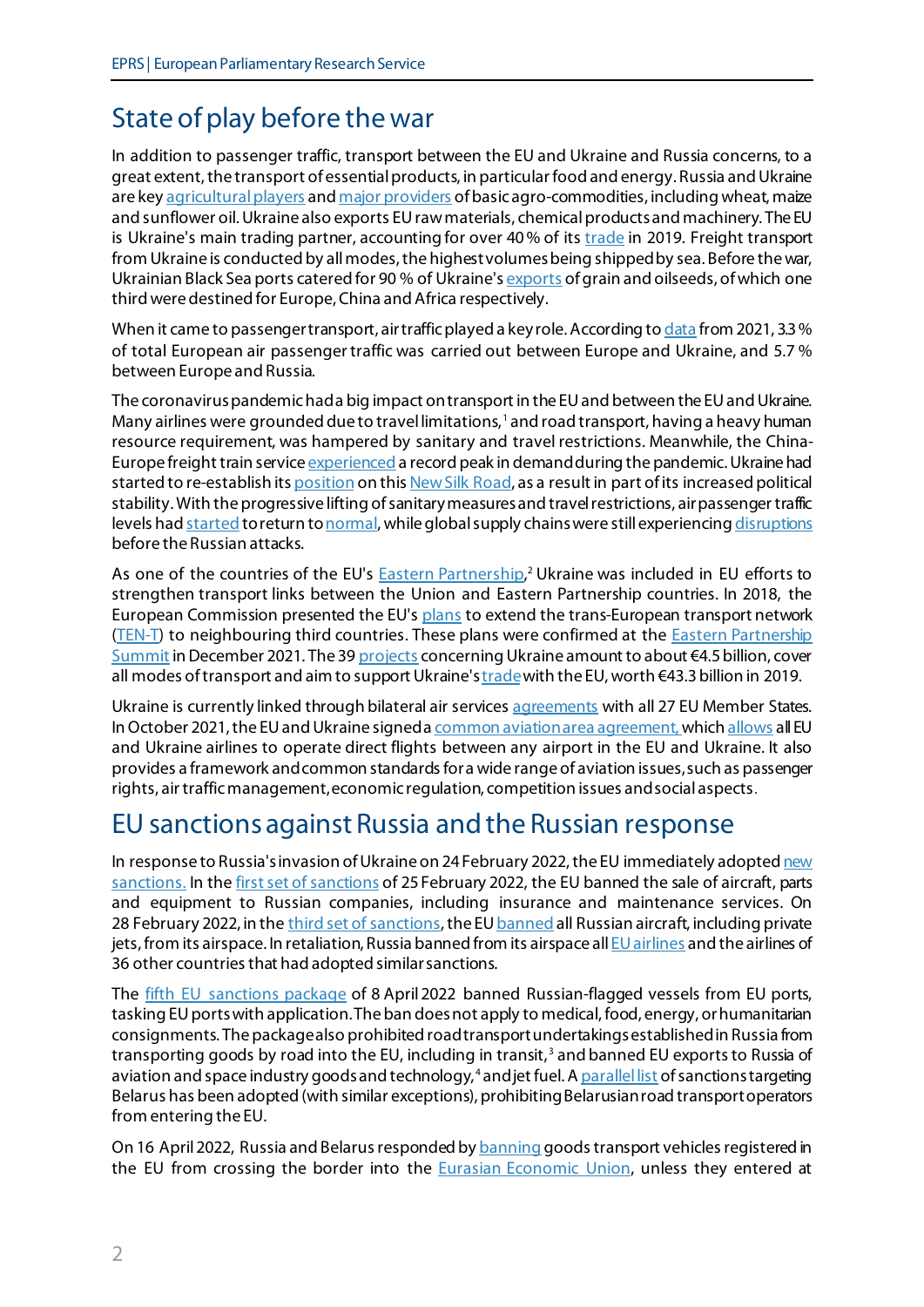## State of play before the war

In addition to passenger traffic, transport between the EU and Ukraine and Russia concerns, to a great extent, the transport of essential products, in particular food and energy. Russia and Ukraine are key agricultural players and major providers of basic agro-commodities, including wheat, maize and sunflower oil. Ukraine also exports EU raw materials, chemical products and machinery. The EU is Ukraine's main trading partner, accounting for over 40 % of its trade in 2019. Freight transport from Ukraine is conducted by all modes, the highest volumes being shipped by sea. Before the war, Ukrainian Black Sea ports catered for 90 % of Ukraine's exports of grain and oilseeds, of which one third were destined for Europe, China and Africa respectively.

When it came to passenger transport, air traffic played a key role. According to data from 2021, 3.3 % of total European air passenger traffic was carried out between Europe and Ukraine, and 5.7 % between Europe and Russia.

The coronavirus pandemic had a big impact on transport in the EU and between the EU and Ukraine. Many airlines were grounded due to travel limitations,[1] and road transport, having a heavy human resource requirement, was hampered by sanitary and travel restrictions. Meanwhile, the China-Europe freight train service experienced a record peak in demand during the pandemic. Ukraine had started to re-establish its position on this New Silk Road, as a result in part of its increased political stability. With the progressive lifting of sanitary measures and travel restrictions, air passenger traffic levels had started to return to normal, while global supply chains were still experiencing disruptions before the Russian attacks.

As one of the countries of the EU's Eastern Partnership,[2] Ukraine was included in EU efforts to strengthen transport links between the Union and Eastern Partnership countries. In 2018, the European Commission presented the EU's plans to extend the trans-European transport network (TEN-T) to neighbouring third countries. These plans were confirmed at the Eastern Partnership Summit in December 2021. The 39 projects concerning Ukraine amount to about €4.5 billion, cover all modes of transport and aim to support Ukraine's trade with the EU, worth €43.3 billion in 2019.

Ukraine is currently linked through bilateral air services agreements with all 27 EU Member States. In October 2021, the EU and Ukraine signed a common aviation area agreement, which allows all EU and Ukraine airlines to operate direct flights between any airport in the EU and Ukraine. It also provides a framework and common standards for a wide range of aviation issues, such as passenger rights, air traffic management, economic regulation, competition issues and social aspects.

## EU sanctions against Russia and the Russian response

In response to Russia's invasion of Ukraine on 24 February 2022, the EU immediately adopted new sanctions. In the first set of sanctions of 25 February 2022, the EU banned the sale of aircraft, parts and equipment to Russian companies, including insurance and maintenance services. On 28 February 2022, in the third set of sanctions, the EU banned all Russian aircraft, including private jets, from its airspace. In retaliation, Russia banned from its airspace all EU airlines and the airlines of 36 other countries that had adopted similar sanctions.

The fifth EU sanctions package of 8 April 2022 banned Russian-flagged vessels from EU ports, tasking EU ports with application. The ban does not apply to medical, food, energy, or humanitarian consignments. The package also prohibited road transport undertakings established in Russia from transporting goods by road into the EU, including in transit,[3] and banned EU exports to Russia of aviation and space industry goods and technology,[4] and jet fuel. A parallel list of sanctions targeting Belarus has been adopted (with similar exceptions), prohibiting Belarusian road transport operators from entering the EU.

On 16 April 2022, Russia and Belarus responded by banning goods transport vehicles registered in the EU from crossing the border into the Eurasian Economic Union, unless they entered at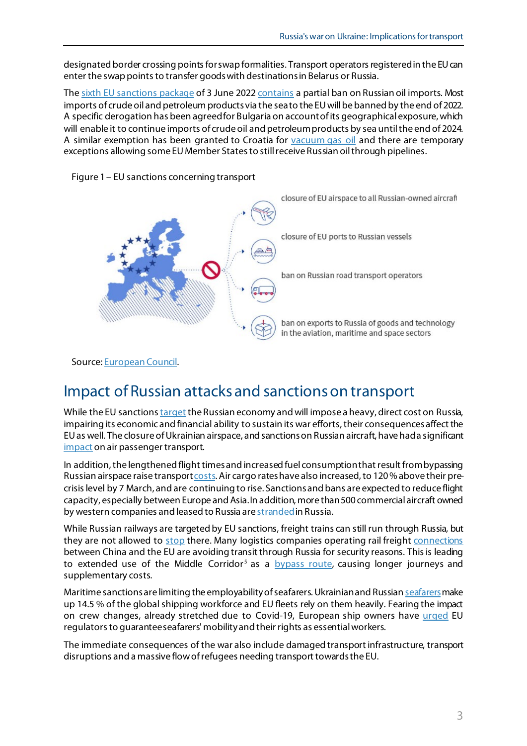designated border crossing points for swap formalities. Transport operators registered in the EU can enter the swap points to transfer goods with destinations in Belarus or Russia.

The sixth EU sanctions package of 3 June 2022 contains a partial ban on Russian oil imports. Most imports of crude oil and petroleum products via the sea to the EU will be banned by the end of 2022. A specific derogation has been agreed for Bulgaria on account of its geographical exposure, which will enable it to continue imports of crude oil and petroleum products by sea until the end of 2024. A similar exemption has been granted to Croatia for vacuum gas oil and there are temporary exceptions allowing some EU Member States to still receive Russian oil through pipelines.

Figure 1 – EU sanctions concerning transport

closure of EU airspace to all Russian-owned aircraft

closure of EU ports to Russian vessels

ban on Russian road transport operators

ban on exports to Russia of goods and technology in the aviation, maritime and space sectors

Source: European Council.

## Impact of Russian attacks and sanctions on transport

While the EU sanctions target the Russian economy and will impose a heavy, direct cost on Russia, impairing its economic and financial ability to sustain its war efforts, their consequences affect the EU as well. The closure of Ukrainian airspace, and sanctions on Russian aircraft, have had a significant impact on air passenger transport.

In addition, the lengthened flight times and increased fuel consumption that result from bypassing Russian airspace raise transport costs. Air cargo rates have also increased, to 120 % above their pre-crisis level by 7 March, and are continuing to rise. Sanctions and bans are expected to reduce flight capacity, especially between Europe and Asia. In addition, more than 500 commercial aircraft owned by western companies and leased to Russia are stranded in Russia.

While Russian railways are targeted by EU sanctions, freight trains can still run through Russia, but they are not allowed to stop there. Many logistics companies operating rail freight connections between China and the EU are avoiding transit through Russia for security reasons. This is leading to extended use of the Middle Corridor[5] as a bypass route, causing longer journeys and supplementary costs.

Maritime sanctions are limiting the employability of seafarers. Ukrainian and Russian seafarers make up 14.5 % of the global shipping workforce and EU fleets rely on them heavily. Fearing the impact on crew changes, already stretched due to Covid-19, European ship owners have urged EU regulators to guarantee seafarers' mobility and their rights as essential workers.

The immediate consequences of the war also include damaged transport infrastructure, transport disruptions and a massive flow of refugees needing transport towards the EU.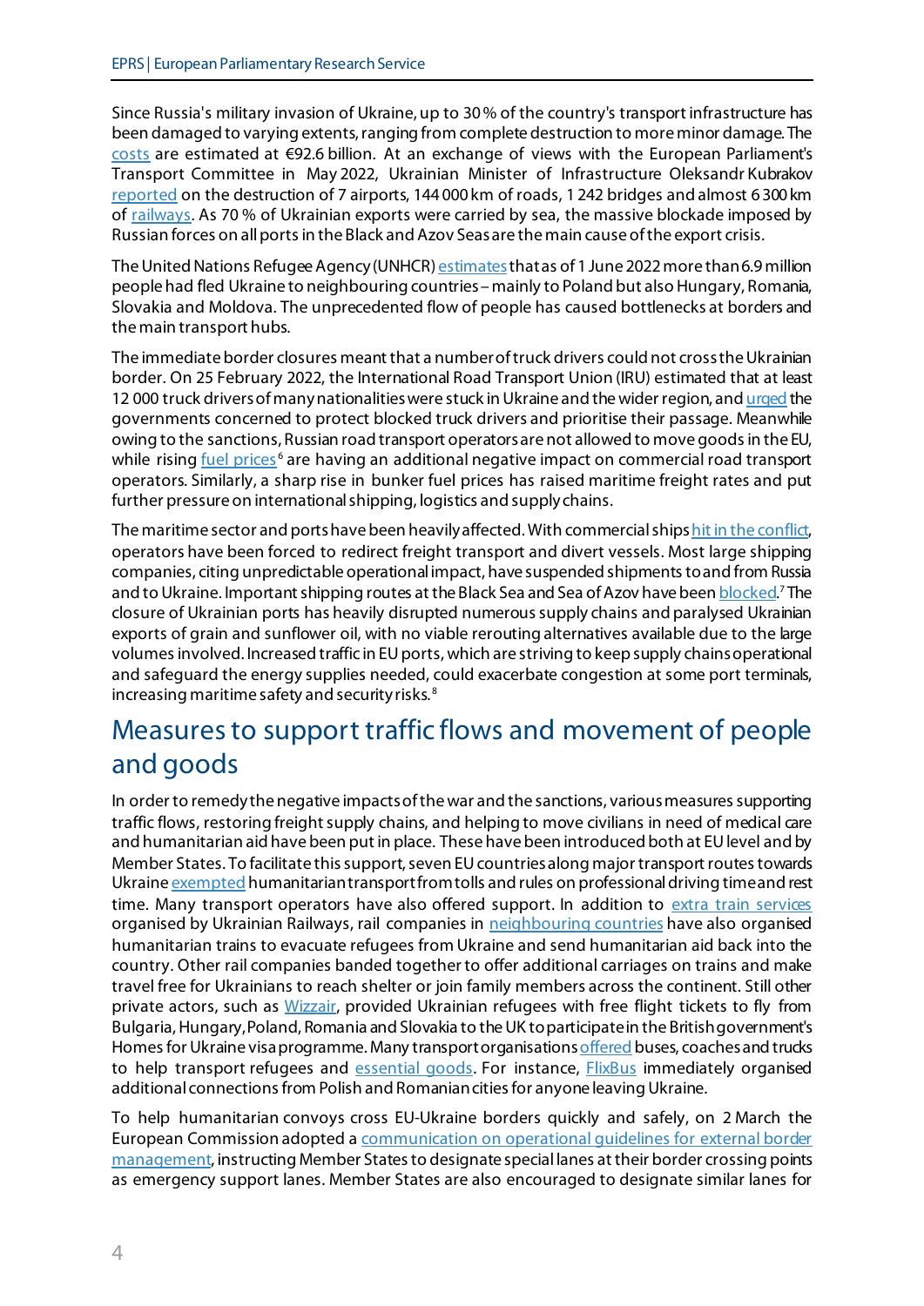Since Russia's military invasion of Ukraine, up to 30 % of the country's transport infrastructure has been damaged to varying extents, ranging from complete destruction to more minor damage. The costs are estimated at €92.6 billion. At an exchange of views with the European Parliament's Transport Committee in May 2022, Ukrainian Minister of Infrastructure Oleksandr Kubrakov reported on the destruction of 7 airports, 144 000 km of roads, 1 242 bridges and almost 6 300 km of railways. As 70 % of Ukrainian exports were carried by sea, the massive blockade imposed by Russian forces on all ports in the Black and Azov Seas are the main cause of the export crisis.

The United Nations Refugee Agency (UNHCR) estimates that as of 1 June 2022 more than 6.9 million people had fled Ukraine to neighbouring countries – mainly to Poland but also Hungary, Romania, Slovakia and Moldova. The unprecedented flow of people has caused bottlenecks at borders and the main transport hubs.

The immediate border closures meant that a number of truck drivers could not cross the Ukrainian border. On 25 February 2022, the International Road Transport Union (IRU) estimated that at least 12 000 truck drivers of many nationalities were stuck in Ukraine and the wider region, and urged the governments concerned to protect blocked truck drivers and prioritise their passage. Meanwhile owing to the sanctions, Russian road transport operators are not allowed to move goods in the EU, while rising fuel prices[6] are having an additional negative impact on commercial road transport operators. Similarly, a sharp rise in bunker fuel prices has raised maritime freight rates and put further pressure on international shipping, logistics and supply chains.

The maritime sector and ports have been heavily affected. With commercial ships hit in the conflict, operators have been forced to redirect freight transport and divert vessels. Most large shipping companies, citing unpredictable operational impact, have suspended shipments to and from Russia and to Ukraine. Important shipping routes at the Black Sea and Sea of Azov have been blocked.[7] The closure of Ukrainian ports has heavily disrupted numerous supply chains and paralysed Ukrainian exports of grain and sunflower oil, with no viable rerouting alternatives available due to the large volumes involved. Increased traffic in EU ports, which are striving to keep supply chains operational and safeguard the energy supplies needed, could exacerbate congestion at some port terminals, increasing maritime safety and security risks.[8]

## Measures to support traffic flows and movement of people and goods

In order to remedy the negative impacts of the war and the sanctions, various measures supporting traffic flows, restoring freight supply chains, and helping to move civilians in need of medical care and humanitarian aid have been put in place. These have been introduced both at EU level and by Member States. To facilitate this support, seven EU countries along major transport routes towards Ukraine exempted humanitarian transport from tolls and rules on professional driving time and rest time. Many transport operators have also offered support. In addition to extra train services organised by Ukrainian Railways, rail companies in neighbouring countries have also organised humanitarian trains to evacuate refugees from Ukraine and send humanitarian aid back into the country. Other rail companies banded together to offer additional carriages on trains and make travel free for Ukrainians to reach shelter or join family members across the continent. Still other private actors, such as Wizzair, provided Ukrainian refugees with free flight tickets to fly from Bulgaria, Hungary, Poland, Romania and Slovakia to the UK to participate in the British government's Homes for Ukraine visa programme. Many transport organisations offered buses, coaches and trucks to help transport refugees and essential goods. For instance, FlixBus immediately organised additional connections from Polish and Romanian cities for anyone leaving Ukraine.

To help humanitarian convoys cross EU-Ukraine borders quickly and safely, on 2 March the European Commission adopted a communication on operational guidelines for external border management, instructing Member States to designate special lanes at their border crossing points as emergency support lanes. Member States are also encouraged to designate similar lanes for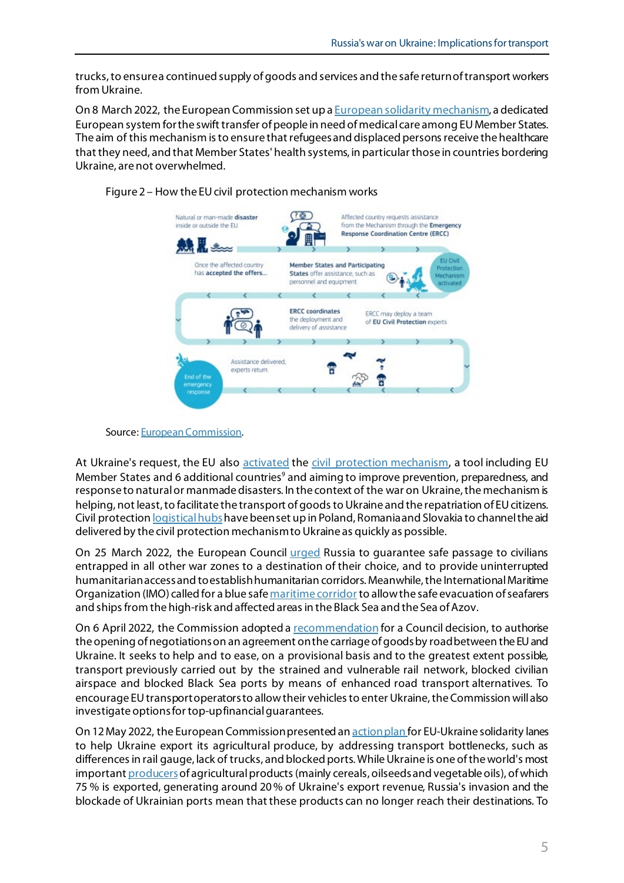trucks, to ensure a continued supply of goods and services and the safe return of transport workers from Ukraine.

On 8 March 2022, the European Commission set up a European solidarity mechanism, a dedicated European system for the swift transfer of people in need of medical care among EU Member States. The aim of this mechanism is to ensure that refugees and displaced persons receive the healthcare that they need, and that Member States' health systems, in particular those in countries bordering Ukraine, are not overwhelmed.

Figure 2 – How the EU civil protection mechanism works

Natural or man-made **disaster** inside or outside the EU

Affected country requests assistance from the Mechanism through the **Emergency Response Coordination Centre (ERCC)**

Once the affected country has **accepted the offers...**

**Member States and Participating States** offer assistance, such as personnel and equipment

EU Civil Protection Mechanism activated

**ERCC coordinates** the deployment and delivery of assistance

ERCC may deploy a team of **EU Civil Protection** experts

Assistance delivered, experts return

End of the emergency response

Source: European Commission.

At Ukraine's request, the EU also activated the civil protection mechanism, a tool including EU Member States and 6 additional countries[9] and aiming to improve prevention, preparedness, and response to natural or manmade disasters. In the context of the war on Ukraine, the mechanism is helping, not least, to facilitate the transport of goods to Ukraine and the repatriation of EU citizens. Civil protection logistical hubs have been set up in Poland, Romania and Slovakia to channel the aid delivered by the civil protection mechanism to Ukraine as quickly as possible.

On 25 March 2022, the European Council urged Russia to guarantee safe passage to civilians entrapped in all other war zones to a destination of their choice, and to provide uninterrupted humanitarian access and to establish humanitarian corridors. Meanwhile, the International Maritime Organization (IMO) called for a blue safe maritime corridor to allow the safe evacuation of seafarers and ships from the high-risk and affected areas in the Black Sea and the Sea of Azov.

On 6 April 2022, the Commission adopted a recommendation for a Council decision, to authorise the opening of negotiations on an agreement on the carriage of goods by road between the EU and Ukraine. It seeks to help and to ease, on a provisional basis and to the greatest extent possible, transport previously carried out by the strained and vulnerable rail network, blocked civilian airspace and blocked Black Sea ports by means of enhanced road transport alternatives. To encourage EU transport operators to allow their vehicles to enter Ukraine, the Commission will also investigate options for top-up financial guarantees.

On 12 May 2022, the European Commission presented an action plan for EU-Ukraine solidarity lanes to help Ukraine export its agricultural produce, by addressing transport bottlenecks, such as differences in rail gauge, lack of trucks, and blocked ports. While Ukraine is one of the world's most important producers of agricultural products (mainly cereals, oilseeds and vegetable oils), of which 75 % is exported, generating around 20 % of Ukraine's export revenue, Russia's invasion and the blockade of Ukrainian ports mean that these products can no longer reach their destinations. To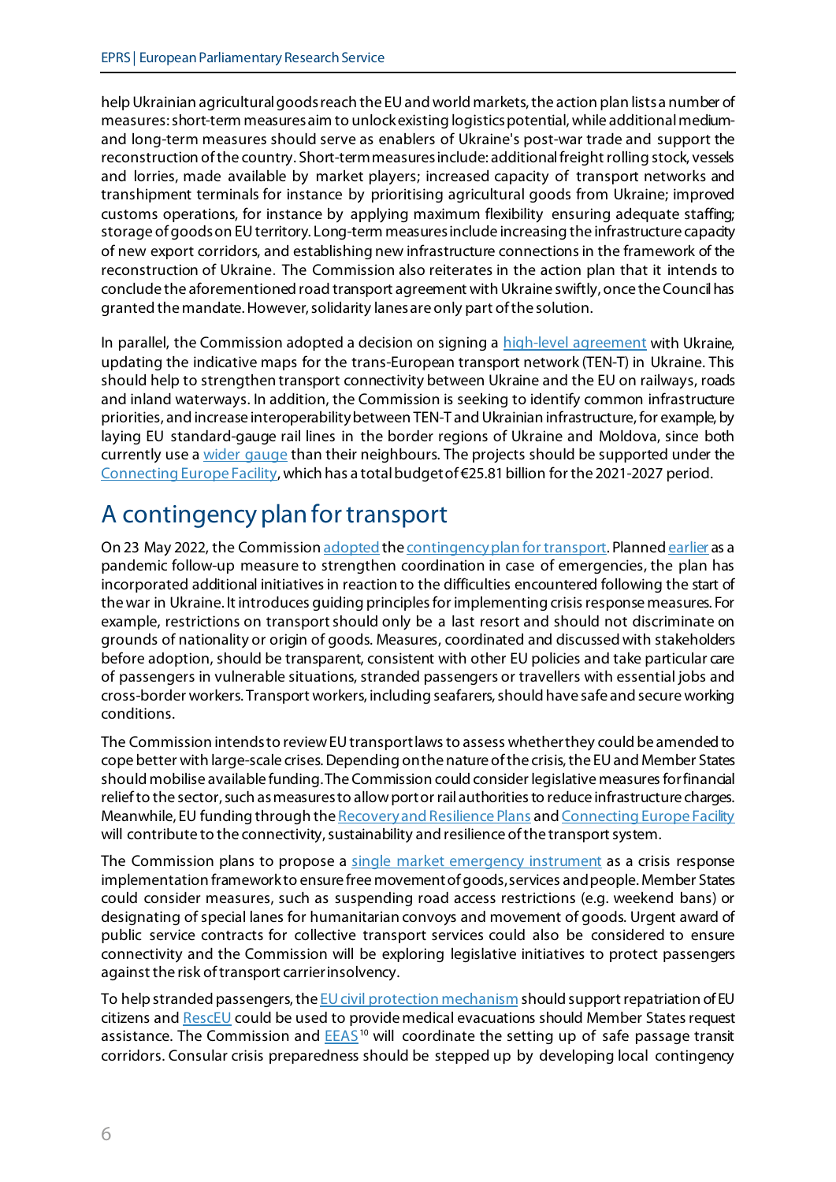help Ukrainian agricultural goods reach the EU and world markets, the action plan lists a number of measures: short-term measures aim to unlock existing logistics potential, while additional medium- and long-term measures should serve as enablers of Ukraine's post-war trade and support the reconstruction of the country. Short-term measures include: additional freight rolling stock, vessels and lorries, made available by market players; increased capacity of transport networks and transhipment terminals for instance by prioritising agricultural goods from Ukraine; improved customs operations, for instance by applying maximum flexibility ensuring adequate staffing; storage of goods on EU territory. Long-term measures include increasing the infrastructure capacity of new export corridors, and establishing new infrastructure connections in the framework of the reconstruction of Ukraine. The Commission also reiterates in the action plan that it intends to conclude the aforementioned road transport agreement with Ukraine swiftly, once the Council has granted the mandate. However, solidarity lanes are only part of the solution.

In parallel, the Commission adopted a decision on signing a high-level agreement with Ukraine, updating the indicative maps for the trans-European transport network (TEN-T) in Ukraine. This should help to strengthen transport connectivity between Ukraine and the EU on railways, roads and inland waterways. In addition, the Commission is seeking to identify common infrastructure priorities, and increase interoperability between TEN-T and Ukrainian infrastructure, for example, by laying EU standard-gauge rail lines in the border regions of Ukraine and Moldova, since both currently use a wider gauge than their neighbours. The projects should be supported under the Connecting Europe Facility, which has a total budget of €25.81 billion for the 2021-2027 period.

## A contingency plan for transport

On 23 May 2022, the Commission adopted the contingency plan for transport. Planned earlier as a pandemic follow-up measure to strengthen coordination in case of emergencies, the plan has incorporated additional initiatives in reaction to the difficulties encountered following the start of the war in Ukraine. It introduces guiding principles for implementing crisis response measures. For example, restrictions on transport should only be a last resort and should not discriminate on grounds of nationality or origin of goods. Measures, coordinated and discussed with stakeholders before adoption, should be transparent, consistent with other EU policies and take particular care of passengers in vulnerable situations, stranded passengers or travellers with essential jobs and cross-border workers. Transport workers, including seafarers, should have safe and secure working conditions.

The Commission intends to review EU transport laws to assess whether they could be amended to cope better with large-scale crises. Depending on the nature of the crisis, the EU and Member States should mobilise available funding. The Commission could consider legislative measures for financial relief to the sector, such as measures to allow port or rail authorities to reduce infrastructure charges. Meanwhile, EU funding through the Recovery and Resilience Plans and Connecting Europe Facility will contribute to the connectivity, sustainability and resilience of the transport system.

The Commission plans to propose a single market emergency instrument as a crisis response implementation framework to ensure free movement of goods, services and people. Member States could consider measures, such as suspending road access restrictions (e.g. weekend bans) or designating of special lanes for humanitarian convoys and movement of goods. Urgent award of public service contracts for collective transport services could also be considered to ensure connectivity and the Commission will be exploring legislative initiatives to protect passengers against the risk of transport carrier insolvency.

To help stranded passengers, the EU civil protection mechanism should support repatriation of EU citizens and RescEU could be used to provide medical evacuations should Member States request assistance. The Commission and EEAS[10] will coordinate the setting up of safe passage transit corridors. Consular crisis preparedness should be stepped up by developing local contingency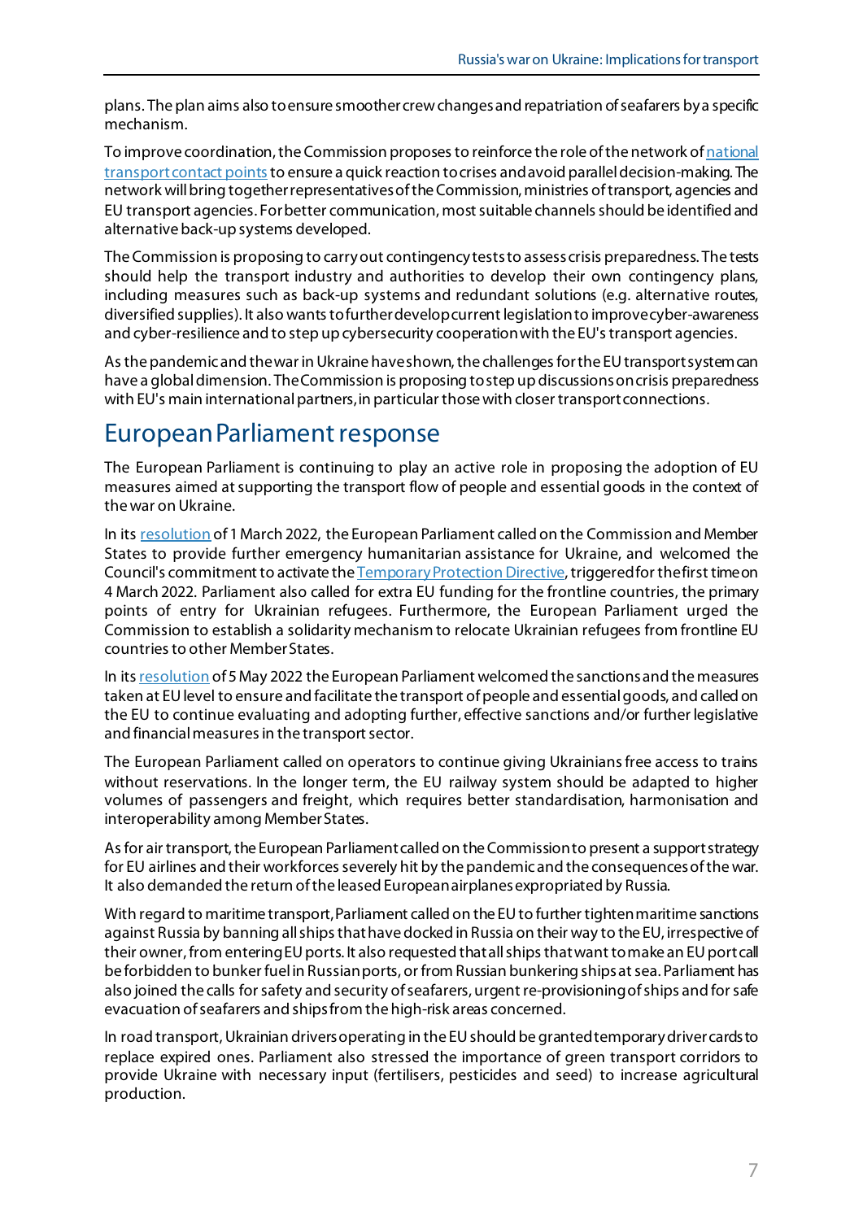plans. The plan aims also to ensure smoother crew changes and repatriation of seafarers by a specific mechanism.

To improve coordination, the Commission proposes to reinforce the role of the network of national transport contact points to ensure a quick reaction to crises and avoid parallel decision-making. The network will bring together representatives of the Commission, ministries of transport, agencies and EU transport agencies. For better communication, most suitable channels should be identified and alternative back-up systems developed.

The Commission is proposing to carry out contingency tests to assess crisis preparedness. The tests should help the transport industry and authorities to develop their own contingency plans, including measures such as back-up systems and redundant solutions (e.g. alternative routes, diversified supplies). It also wants to further develop current legislation to improve cyber-awareness and cyber-resilience and to step up cybersecurity cooperation with the EU's transport agencies.

As the pandemic and the war in Ukraine have shown, the challenges for the EU transport system can have a global dimension. The Commission is proposing to step up discussions on crisis preparedness with EU's main international partners, in particular those with closer transport connections.

# European Parliament response

The European Parliament is continuing to play an active role in proposing the adoption of EU measures aimed at supporting the transport flow of people and essential goods in the context of the war on Ukraine.

In its resolution of 1 March 2022, the European Parliament called on the Commission and Member States to provide further emergency humanitarian assistance for Ukraine, and welcomed the Council's commitment to activate the Temporary Protection Directive, triggered for the first time on 4 March 2022. Parliament also called for extra EU funding for the frontline countries, the primary points of entry for Ukrainian refugees. Furthermore, the European Parliament urged the Commission to establish a solidarity mechanism to relocate Ukrainian refugees from frontline EU countries to other Member States.

In its resolution of 5 May 2022 the European Parliament welcomed the sanctions and the measures taken at EU level to ensure and facilitate the transport of people and essential goods, and called on the EU to continue evaluating and adopting further, effective sanctions and/or further legislative and financial measures in the transport sector.

The European Parliament called on operators to continue giving Ukrainians free access to trains without reservations. In the longer term, the EU railway system should be adapted to higher volumes of passengers and freight, which requires better standardisation, harmonisation and interoperability among Member States.

As for air transport, the European Parliament called on the Commission to present a support strategy for EU airlines and their workforces severely hit by the pandemic and the consequences of the war. It also demanded the return of the leased European airplanes expropriated by Russia.

With regard to maritime transport, Parliament called on the EU to further tighten maritime sanctions against Russia by banning all ships that have docked in Russia on their way to the EU, irrespective of their owner, from entering EU ports. It also requested that all ships that want to make an EU port call be forbidden to bunker fuel in Russian ports, or from Russian bunkering ships at sea. Parliament has also joined the calls for safety and security of seafarers, urgent re-provisioning of ships and for safe evacuation of seafarers and ships from the high-risk areas concerned.

In road transport, Ukrainian drivers operating in the EU should be granted temporary driver cards to replace expired ones. Parliament also stressed the importance of green transport corridors to provide Ukraine with necessary input (fertilisers, pesticides and seed) to increase agricultural production.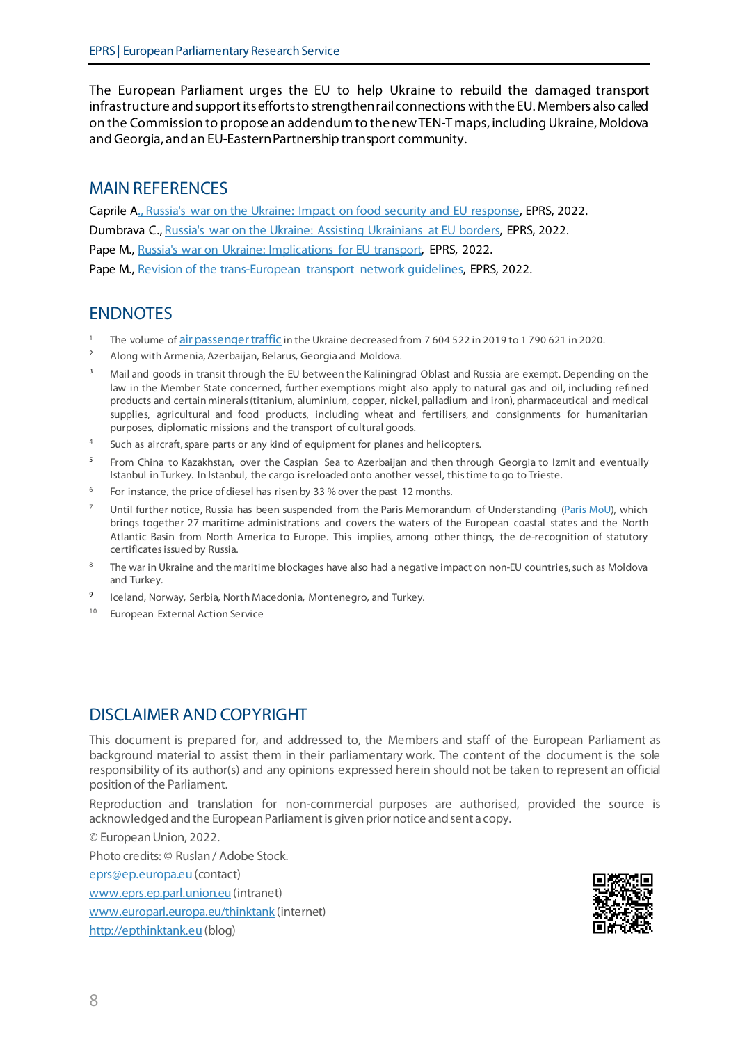The European Parliament urges the EU to help Ukraine to rebuild the damaged transport infrastructure and support its efforts to strengthen rail connections with the EU. Members also called on the Commission to propose an addendum to the new TEN-T maps, including Ukraine, Moldova and Georgia, and an EU-Eastern Partnership transport community.

## MAIN REFERENCES

Caprile A., Russia's war on the Ukraine: Impact on food security and EU response, EPRS, 2022.

Dumbrava C., Russia's war on the Ukraine: Assisting Ukrainians at EU borders, EPRS, 2022.

Pape M., Russia's war on Ukraine: Implications for EU transport, EPRS, 2022.

Pape M., Revision of the trans-European transport network guidelines, EPRS, 2022.

## ENDNOTES

1. The volume of air passenger traffic in the Ukraine decreased from 7 604 522 in 2019 to 1 790 621 in 2020.
2. Along with Armenia, Azerbaijan, Belarus, Georgia and Moldova.
3. Mail and goods in transit through the EU between the Kaliningrad Oblast and Russia are exempt. Depending on the law in the Member State concerned, further exemptions might also apply to natural gas and oil, including refined products and certain minerals (titanium, aluminium, copper, nickel, palladium and iron), pharmaceutical and medical supplies, agricultural and food products, including wheat and fertilisers, and consignments for humanitarian purposes, diplomatic missions and the transport of cultural goods.
4. Such as aircraft, spare parts or any kind of equipment for planes and helicopters.
5. From China to Kazakhstan, over the Caspian Sea to Azerbaijan and then through Georgia to Izmit and eventually Istanbul in Turkey. In Istanbul, the cargo is reloaded onto another vessel, this time to go to Trieste.
6. For instance, the price of diesel has risen by 33 % over the past 12 months.
7. Until further notice, Russia has been suspended from the Paris Memorandum of Understanding (Paris MoU), which brings together 27 maritime administrations and covers the waters of the European coastal states and the North Atlantic Basin from North America to Europe. This implies, among other things, the de-recognition of statutory certificates issued by Russia.
8. The war in Ukraine and the maritime blockages have also had a negative impact on non-EU countries, such as Moldova and Turkey.
9. Iceland, Norway, Serbia, North Macedonia, Montenegro, and Turkey.
10. European External Action Service

## DISCLAIMER AND COPYRIGHT

This document is prepared for, and addressed to, the Members and staff of the European Parliament as background material to assist them in their parliamentary work. The content of the document is the sole responsibility of its author(s) and any opinions expressed herein should not be taken to represent an official position of the Parliament.

Reproduction and translation for non-commercial purposes are authorised, provided the source is acknowledged and the European Parliament is given prior notice and sent a copy.

© European Union, 2022.

Photo credits: © Ruslan / Adobe Stock.

eprs@ep.europa.eu (contact)

www.eprs.ep.parl.union.eu (intranet)

www.europarl.europa.eu/thinktank (internet)

http://epthinktank.eu (blog)